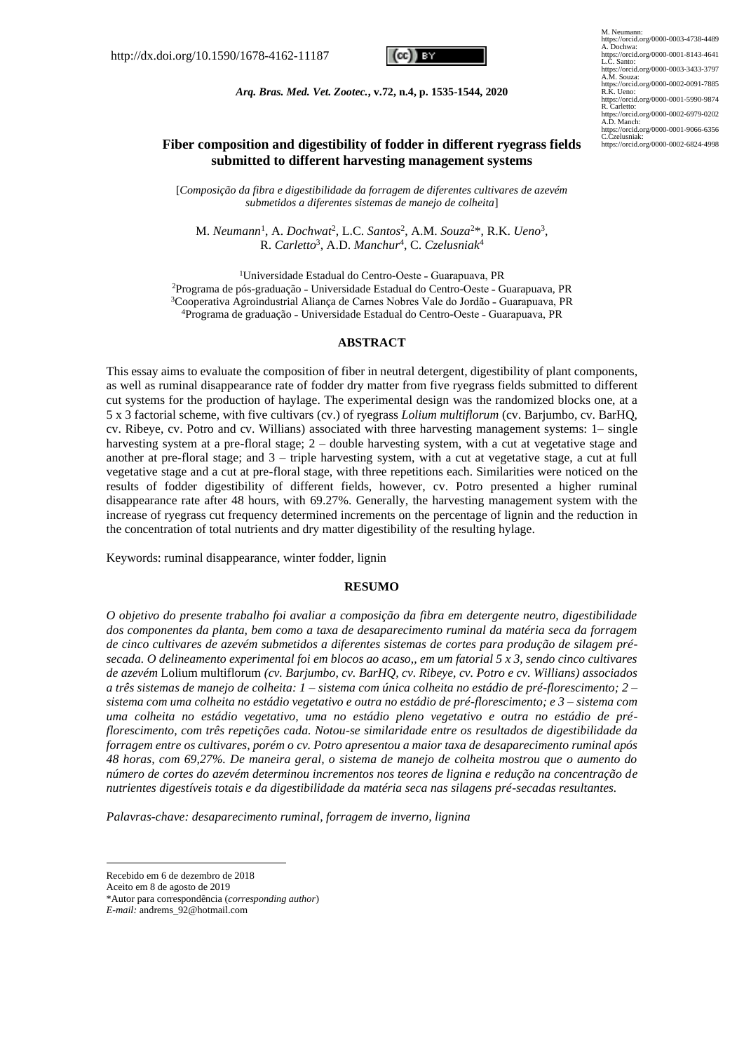http://dx.doi.org/10.1590/1678-4162-11187

M. Neumann: https://orcid.org/0000-0003-4738-4489
A. Dochwa: https://orcid.org/0000-0001-8143-4641
L.C. Santo: https://orcid.org/0000-0003-3433-3797
A.M. Souza: https://orcid.org/0000-0002-0091-7885
R.K. Ueno: https://orcid.org/0000-0001-5990-9874
R. Carletto: https://orcid.org/0000-0002-6979-0202
A.D. Manch: https://orcid.org/0000-0001-9066-6356
C.Czelusniak: https://orcid.org/0000-0002-6824-4998

# Fiber composition and digestibility of fodder in different ryegrass fields submitted to different harvesting management systems

[*Composição da fibra e digestibilidade da forragem de diferentes cultivares de azevém submetidos a diferentes sistemas de manejo de colheita*]

M. *Neumann*[1], A. *Dochwat*[2], L.C. *Santos*[2], A.M. *Souza*[2]*, R.K. *Ueno*[3], R. *Carletto*[3], A.D. *Manchur*[4], C. *Czelusniak*[4]

[1]Universidade Estadual do Centro-Oeste - Guarapuava, PR
[2]Programa de pós-graduação - Universidade Estadual do Centro-Oeste - Guarapuava, PR
[3]Cooperativa Agroindustrial Aliança de Carnes Nobres Vale do Jordão - Guarapuava, PR
[4]Programa de graduação - Universidade Estadual do Centro-Oeste - Guarapuava, PR

## ABSTRACT

This essay aims to evaluate the composition of fiber in neutral detergent, digestibility of plant components, as well as ruminal disappearance rate of fodder dry matter from five ryegrass fields submitted to different cut systems for the production of haylage. The experimental design was the randomized blocks one, at a 5 x 3 factorial scheme, with five cultivars (cv.) of ryegrass *Lolium multiflorum* (cv. Barjumbo, cv. BarHQ, cv. Ribeye, cv. Potro and cv. Willians) associated with three harvesting management systems: 1– single harvesting system at a pre-floral stage; 2 – double harvesting system, with a cut at vegetative stage and another at pre-floral stage; and 3 – triple harvesting system, with a cut at vegetative stage, a cut at full vegetative stage and a cut at pre-floral stage, with three repetitions each. Similarities were noticed on the results of fodder digestibility of different fields, however, cv. Potro presented a higher ruminal disappearance rate after 48 hours, with 69.27%. Generally, the harvesting management system with the increase of ryegrass cut frequency determined increments on the percentage of lignin and the reduction in the concentration of total nutrients and dry matter digestibility of the resulting hylage.

Keywords: ruminal disappearance, winter fodder, lignin

## RESUMO

*O objetivo do presente trabalho foi avaliar a composição da fibra em detergente neutro, digestibilidade dos componentes da planta, bem como a taxa de desaparecimento ruminal da matéria seca da forragem de cinco cultivares de azevém submetidos a diferentes sistemas de cortes para produção de silagem pré-secada. O delineamento experimental foi em blocos ao acaso,, em um fatorial 5 x 3, sendo cinco cultivares de azevém* Lolium multiflorum *(cv. Barjumbo, cv. BarHQ, cv. Ribeye, cv. Potro e cv. Willians) associados a três sistemas de manejo de colheita: 1 – sistema com única colheita no estádio de pré-florescimento; 2 – sistema com uma colheita no estádio vegetativo e outra no estádio de pré-florescimento; e 3 – sistema com uma colheita no estádio vegetativo, uma no estádio pleno vegetativo e outra no estádio de pré-florescimento, com três repetições cada. Notou-se similaridade entre os resultados de digestibilidade da forragem entre os cultivares, porém o cv. Potro apresentou a maior taxa de desaparecimento ruminal após 48 horas, com 69,27%. De maneira geral, o sistema de manejo de colheita mostrou que o aumento do número de cortes do azevém determinou incrementos nos teores de lignina e redução na concentração de nutrientes digestíveis totais e da digestibilidade da matéria seca nas silagens pré-secadas resultantes.*

*Palavras-chave: desaparecimento ruminal, forragem de inverno, lignina*

---

Recebido em 6 de dezembro de 2018
Aceito em 8 de agosto de 2019
*Autor para correspondência (*corresponding author*)
*E-mail:* andrems_92@hotmail.com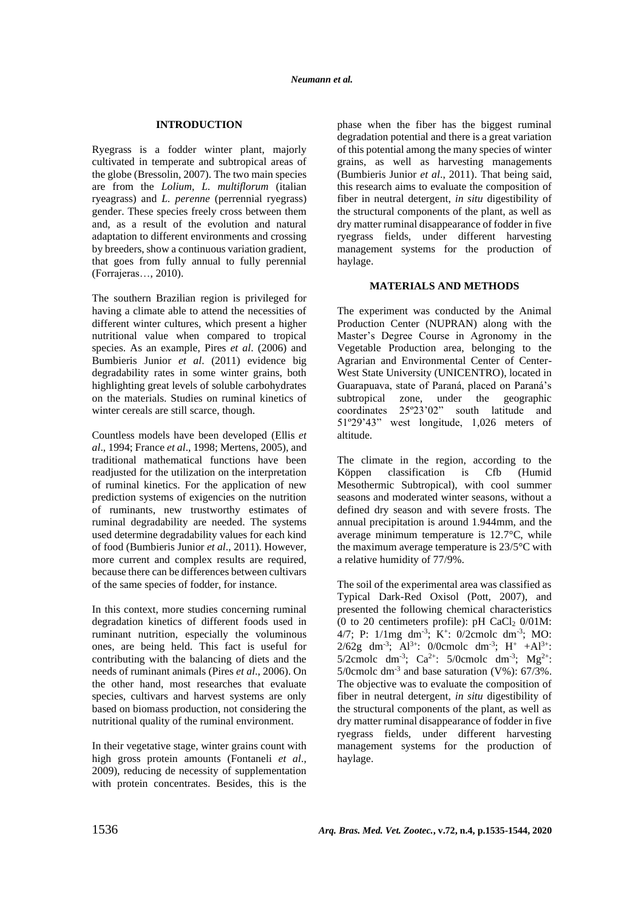## INTRODUCTION

Ryegrass is a fodder winter plant, majorly cultivated in temperate and subtropical areas of the globe (Bressolin, 2007). The two main species are from the *Lolium, L. multiflorum* (italian ryeagrass) and *L. perenne* (perrennial ryegrass) gender. These species freely cross between them and, as a result of the evolution and natural adaptation to different environments and crossing by breeders, show a continuous variation gradient, that goes from fully annual to fully perennial (Forrajeras…, 2010).

The southern Brazilian region is privileged for having a climate able to attend the necessities of different winter cultures, which present a higher nutritional value when compared to tropical species. As an example, Pires *et al*. (2006) and Bumbieris Junior *et al*. (2011) evidence big degradability rates in some winter grains, both highlighting great levels of soluble carbohydrates on the materials. Studies on ruminal kinetics of winter cereals are still scarce, though.

Countless models have been developed (Ellis *et al*., 1994; France *et al*., 1998; Mertens, 2005), and traditional mathematical functions have been readjusted for the utilization on the interpretation of ruminal kinetics. For the application of new prediction systems of exigencies on the nutrition of ruminants, new trustworthy estimates of ruminal degradability are needed. The systems used determine degradability values for each kind of food (Bumbieris Junior *et al*., 2011). However, more current and complex results are required, because there can be differences between cultivars of the same species of fodder, for instance.

In this context, more studies concerning ruminal degradation kinetics of different foods used in ruminant nutrition, especially the voluminous ones, are being held. This fact is useful for contributing with the balancing of diets and the needs of ruminant animals (Pires *et al*., 2006). On the other hand, most researches that evaluate species, cultivars and harvest systems are only based on biomass production, not considering the nutritional quality of the ruminal environment.

In their vegetative stage, winter grains count with high gross protein amounts (Fontaneli *et al*., 2009), reducing de necessity of supplementation with protein concentrates. Besides, this is the phase when the fiber has the biggest ruminal degradation potential and there is a great variation of this potential among the many species of winter grains, as well as harvesting managements (Bumbieris Junior *et al*., 2011). That being said, this research aims to evaluate the composition of fiber in neutral detergent, *in situ* digestibility of the structural components of the plant, as well as dry matter ruminal disappearance of fodder in five ryegrass fields, under different harvesting management systems for the production of haylage.

## MATERIALS AND METHODS

The experiment was conducted by the Animal Production Center (NUPRAN) along with the Master's Degree Course in Agronomy in the Vegetable Production area, belonging to the Agrarian and Environmental Center of Center-West State University (UNICENTRO), located in Guarapuava, state of Paraná, placed on Paraná's subtropical zone, under the geographic coordinates 25º23'02" south latitude and 51º29'43" west longitude, 1,026 meters of altitude.

The climate in the region, according to the Köppen classification is Cfb (Humid Mesothermic Subtropical), with cool summer seasons and moderated winter seasons, without a defined dry season and with severe frosts. The annual precipitation is around 1.944mm, and the average minimum temperature is 12.7°C, while the maximum average temperature is 23/5°C with a relative humidity of 77/9%.

The soil of the experimental area was classified as Typical Dark-Red Oxisol (Pott, 2007), and presented the following chemical characteristics (0 to 20 centimeters profile): pH $CaCl_2$ 0/01M: 4/7; P: 1/1mg dm$^{-3}$; K$^{+}$: 0/2cmolc dm$^{-3}$; MO: 2/62g dm$^{-3}$; $Al^{3+}$: 0/0cmolc dm$^{-3}$; $H^{+}$ +$Al^{3+}$: 5/2cmolc dm$^{-3}$; $Ca^{2+}$: 5/0cmolc dm$^{-3}$; $Mg^{2+}$: 5/0cmolc dm$^{-3}$ and base saturation (V%): 67/3%. The objective was to evaluate the composition of fiber in neutral detergent, *in situ* digestibility of the structural components of the plant, as well as dry matter ruminal disappearance of fodder in five ryegrass fields, under different harvesting management systems for the production of haylage.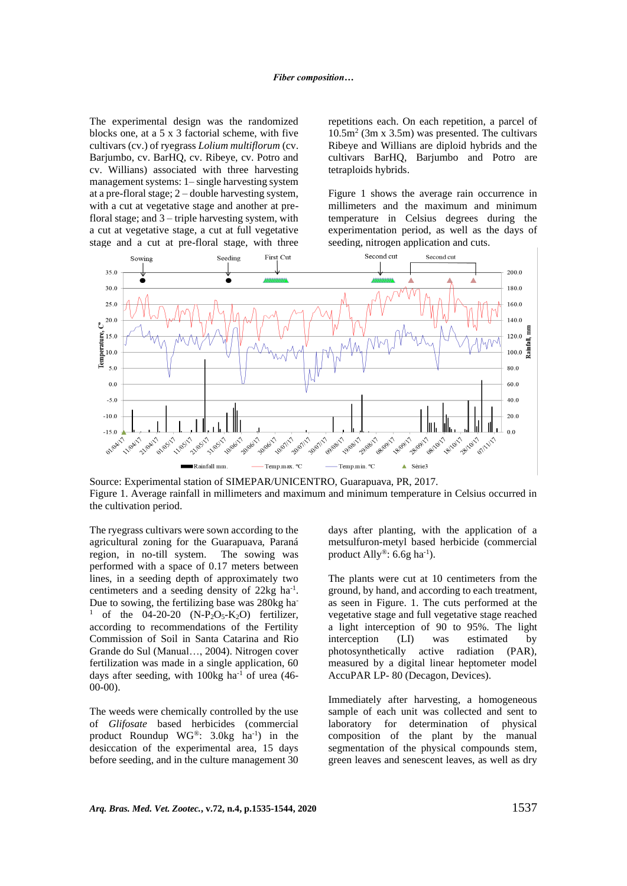The experimental design was the randomized blocks one, at a 5 x 3 factorial scheme, with five cultivars (cv.) of ryegrass *Lolium multiflorum* (cv. Barjumbo, cv. BarHQ, cv. Ribeye, cv. Potro and cv. Willians) associated with three harvesting management systems: 1– single harvesting system at a pre-floral stage; 2 – double harvesting system, with a cut at vegetative stage and another at pre-floral stage; and 3 – triple harvesting system, with a cut at vegetative stage, a cut at full vegetative stage and a cut at pre-floral stage, with three repetitions each. On each repetition, a parcel of 10.5m$^2$ (3m x 3.5m) was presented. The cultivars Ribeye and Willians are diploid hybrids and the cultivars BarHQ, Barjumbo and Potro are tetraploids hybrids.

Figure 1 shows the average rain occurrence in millimeters and the maximum and minimum temperature in Celsius degrees during the experimentation period, as well as the days of seeding, nitrogen application and cuts.

Source: Experimental station of SIMEPAR/UNICENTRO, Guarapuava, PR, 2017.
Figure 1. Average rainfall in millimeters and maximum and minimum temperature in Celsius occurred in the cultivation period.

The ryegrass cultivars were sown according to the agricultural zoning for the Guarapuava, Paraná region, in no-till system. The sowing was performed with a space of 0.17 meters between lines, in a seeding depth of approximately two centimeters and a seeding density of 22kg ha$^{-1}$. Due to sowing, the fertilizing base was 280kg ha$^{-1}$ of the 04-20-20 (N-$P_2O_5$-$K_2O$) fertilizer, according to recommendations of the Fertility Commission of Soil in Santa Catarina and Rio Grande do Sul (Manual…, 2004). Nitrogen cover fertilization was made in a single application, 60 days after seeding, with 100kg ha$^{-1}$ of urea (46-00-00).

The weeds were chemically controlled by the use of *Glifosate* based herbicides (commercial product Roundup WG®: 3.0kg ha$^{-1}$) in the desiccation of the experimental area, 15 days before seeding, and in the culture management 30 days after planting, with the application of a metsulfuron-metyl based herbicide (commercial product Ally®: 6.6g ha$^{-1}$).

The plants were cut at 10 centimeters from the ground, by hand, and according to each treatment, as seen in Figure. 1. The cuts performed at the vegetative stage and full vegetative stage reached a light interception of 90 to 95%. The light interception (LI) was estimated by photosynthetically active radiation (PAR), measured by a digital linear heptometer model AccuPAR LP- 80 (Decagon, Devices).

Immediately after harvesting, a homogeneous sample of each unit was collected and sent to laboratory for determination of physical composition of the plant by the manual segmentation of the physical compounds stem, green leaves and senescent leaves, as well as dry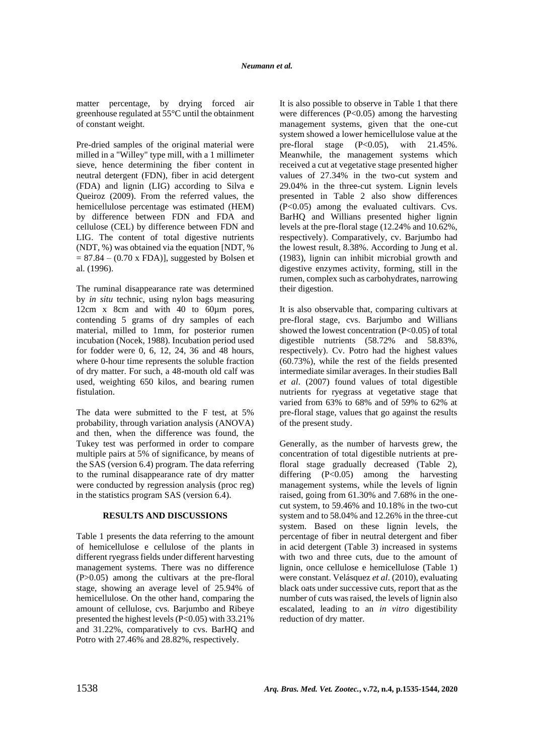matter percentage, by drying forced air greenhouse regulated at 55°C until the obtainment of constant weight.

Pre-dried samples of the original material were milled in a "Willey" type mill, with a 1 millimeter sieve, hence determining the fiber content in neutral detergent (FDN), fiber in acid detergent (FDA) and lignin (LIG) according to Silva e Queiroz (2009). From the referred values, the hemicellulose percentage was estimated (HEM) by difference between FDN and FDA and cellulose (CEL) by difference between FDN and LIG. The content of total digestive nutrients (NDT, %) was obtained via the equation [NDT, % = 87.84 – (0.70 x FDA)], suggested by Bolsen et al. (1996).

The ruminal disappearance rate was determined by *in situ* technic, using nylon bags measuring 12cm x 8cm and with 40 to 60µm pores, contending 5 grams of dry samples of each material, milled to 1mm, for posterior rumen incubation (Nocek, 1988). Incubation period used for fodder were 0, 6, 12, 24, 36 and 48 hours, where 0-hour time represents the soluble fraction of dry matter. For such, a 48-mouth old calf was used, weighting 650 kilos, and bearing rumen fistulation.

The data were submitted to the F test, at 5% probability, through variation analysis (ANOVA) and then, when the difference was found, the Tukey test was performed in order to compare multiple pairs at 5% of significance, by means of the SAS (version 6.4) program. The data referring to the ruminal disappearance rate of dry matter were conducted by regression analysis (proc reg) in the statistics program SAS (version 6.4).

## RESULTS AND DISCUSSIONS

Table 1 presents the data referring to the amount of hemicellulose e cellulose of the plants in different ryegrass fields under different harvesting management systems. There was no difference ($P>0.05$) among the cultivars at the pre-floral stage, showing an average level of 25.94% of hemicellulose. On the other hand, comparing the amount of cellulose, cvs. Barjumbo and Ribeye presented the highest levels ($P<0.05$) with 33.21% and 31.22%, comparatively to cvs. BarHQ and Potro with 27.46% and 28.82%, respectively.

It is also possible to observe in Table 1 that there were differences ($P<0.05$) among the harvesting management systems, given that the one-cut system showed a lower hemicellulose value at the pre-floral stage ($P<0.05$), with 21.45%. Meanwhile, the management systems which received a cut at vegetative stage presented higher values of 27.34% in the two-cut system and 29.04% in the three-cut system. Lignin levels presented in Table 2 also show differences ($P<0.05$) among the evaluated cultivars. Cvs. BarHQ and Willians presented higher lignin levels at the pre-floral stage (12.24% and 10.62%, respectively). Comparatively, cv. Barjumbo had the lowest result, 8.38%. According to Jung et al. (1983), lignin can inhibit microbial growth and digestive enzymes activity, forming, still in the rumen, complex such as carbohydrates, narrowing their digestion.

It is also observable that, comparing cultivars at pre-floral stage, cvs. Barjumbo and Willians showed the lowest concentration ($P<0.05$) of total digestible nutrients (58.72% and 58.83%, respectively). Cv. Potro had the highest values (60.73%), while the rest of the fields presented intermediate similar averages. In their studies Ball *et al*. (2007) found values of total digestible nutrients for ryegrass at vegetative stage that varied from 63% to 68% and of 59% to 62% at pre-floral stage, values that go against the results of the present study.

Generally, as the number of harvests grew, the concentration of total digestible nutrients at pre-floral stage gradually decreased (Table 2), differing ($P<0.05$) among the harvesting management systems, while the levels of lignin raised, going from 61.30% and 7.68% in the one-cut system, to 59.46% and 10.18% in the two-cut system and to 58.04% and 12.26% in the three-cut system. Based on these lignin levels, the percentage of fiber in neutral detergent and fiber in acid detergent (Table 3) increased in systems with two and three cuts, due to the amount of lignin, once cellulose e hemicellulose (Table 1) were constant. Velásquez *et al*. (2010), evaluating black oats under successive cuts, report that as the number of cuts was raised, the levels of lignin also escalated, leading to an *in vitro* digestibility reduction of dry matter.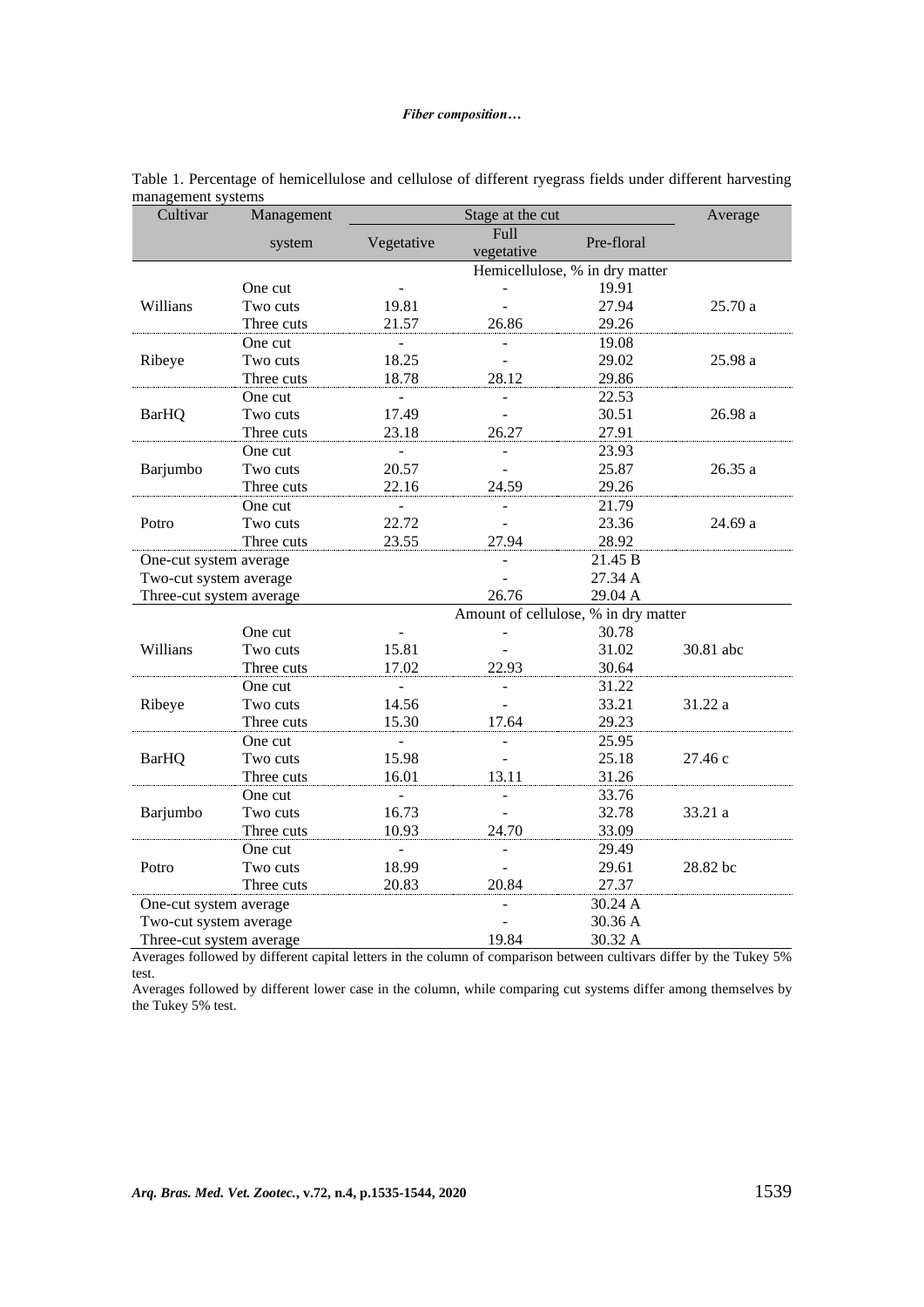Table 1. Percentage of hemicellulose and cellulose of different ryegrass fields under different harvesting management systems

| Cultivar | Management system | Stage at the cut | | | Average |
|---|---|---|---|---|---|
| | | Vegetative | Full vegetative | Pre-floral | |
| | | Hemicellulose, % in dry matter | | | |
| Willians | One cut | - | - | 19.91 | 25.70 a |
| | Two cuts | 19.81 | - | 27.94 | |
| | Three cuts | 21.57 | 26.86 | 29.26 | |
| Ribeye | One cut | - | - | 19.08 | 25.98 a |
| | Two cuts | 18.25 | - | 29.02 | |
| | Three cuts | 18.78 | 28.12 | 29.86 | |
| BarHQ | One cut | - | - | 22.53 | 26.98 a |
| | Two cuts | 17.49 | - | 30.51 | |
| | Three cuts | 23.18 | 26.27 | 27.91 | |
| Barjumbo | One cut | - | - | 23.93 | 26.35 a |
| | Two cuts | 20.57 | - | 25.87 | |
| | Three cuts | 22.16 | 24.59 | 29.26 | |
| Potro | One cut | - | - | 21.79 | 24.69 a |
| | Two cuts | 22.72 | - | 23.36 | |
| | Three cuts | 23.55 | 27.94 | 28.92 | |
| One-cut system average | | | - | 21.45 B | |
| Two-cut system average | | | - | 27.34 A | |
| Three-cut system average | | | 26.76 | 29.04 A | |
| | | Amount of cellulose, % in dry matter | | | |
| Willians | One cut | - | - | 30.78 | 30.81 abc |
| | Two cuts | 15.81 | - | 31.02 | |
| | Three cuts | 17.02 | 22.93 | 30.64 | |
| Ribeye | One cut | - | - | 31.22 | 31.22 a |
| | Two cuts | 14.56 | - | 33.21 | |
| | Three cuts | 15.30 | 17.64 | 29.23 | |
| BarHQ | One cut | - | - | 25.95 | 27.46 c |
| | Two cuts | 15.98 | - | 25.18 | |
| | Three cuts | 16.01 | 13.11 | 31.26 | |
| Barjumbo | One cut | - | - | 33.76 | 33.21 a |
| | Two cuts | 16.73 | - | 32.78 | |
| | Three cuts | 10.93 | 24.70 | 33.09 | |
| Potro | One cut | - | - | 29.49 | 28.82 bc |
| | Two cuts | 18.99 | - | 29.61 | |
| | Three cuts | 20.83 | 20.84 | 27.37 | |
| One-cut system average | | | - | 30.24 A | |
| Two-cut system average | | | - | 30.36 A | |
| Three-cut system average | | | 19.84 | 30.32 A | |

Averages followed by different capital letters in the column of comparison between cultivars differ by the Tukey 5% test.

Averages followed by different lower case in the column, while comparing cut systems differ among themselves by the Tukey 5% test.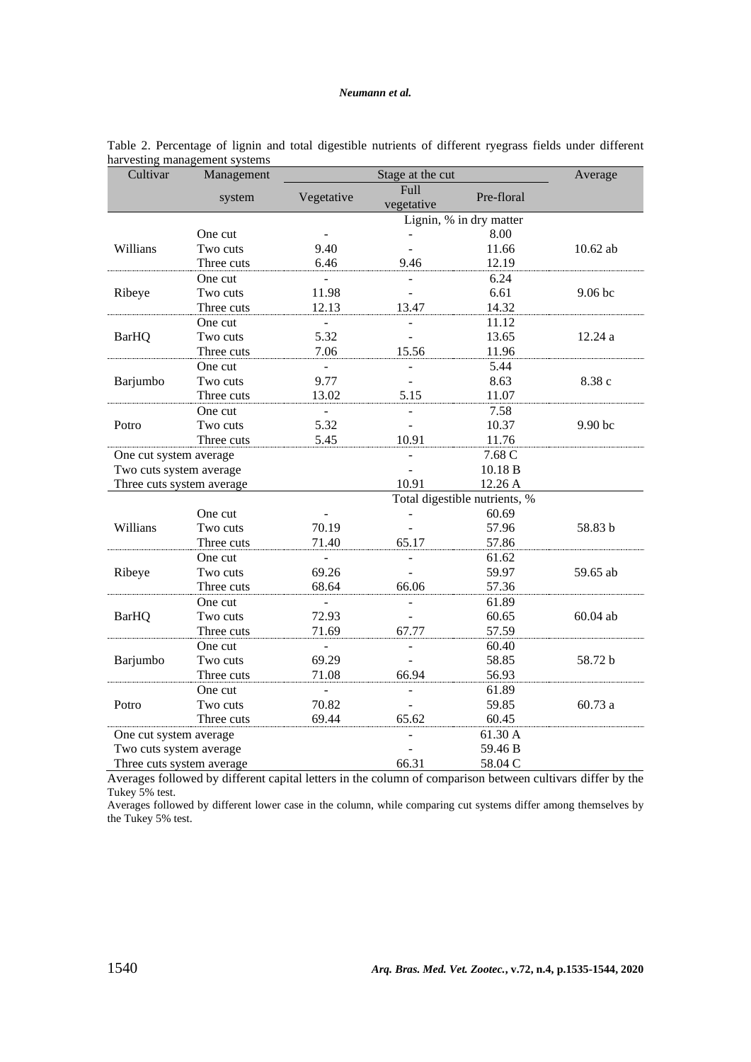Table 2. Percentage of lignin and total digestible nutrients of different ryegrass fields under different harvesting management systems

| Cultivar | Management system | Stage at the cut | | | Average |
|---|---|---|---|---|---|
| | | Vegetative | Full vegetative | Pre-floral | |
| | | Lignin, % in dry matter | | | |
| | One cut | - | - | 8.00 | |
| Willians | Two cuts | 9.40 | - | 11.66 | 10.62 ab |
| | Three cuts | 6.46 | 9.46 | 12.19 | |
| | One cut | - | - | 6.24 | |
| Ribeye | Two cuts | 11.98 | - | 6.61 | 9.06 bc |
| | Three cuts | 12.13 | 13.47 | 14.32 | |
| | One cut | - | - | 11.12 | |
| BarHQ | Two cuts | 5.32 | - | 13.65 | 12.24 a |
| | Three cuts | 7.06 | 15.56 | 11.96 | |
| | One cut | - | - | 5.44 | |
| Barjumbo | Two cuts | 9.77 | - | 8.63 | 8.38 c |
| | Three cuts | 13.02 | 5.15 | 11.07 | |
| | One cut | - | - | 7.58 | |
| Potro | Two cuts | 5.32 | - | 10.37 | 9.90 bc |
| | Three cuts | 5.45 | 10.91 | 11.76 | |
| One cut system average | | | - | 7.68 C | |
| Two cuts system average | | | - | 10.18 B | |
| Three cuts system average | | | 10.91 | 12.26 A | |
| | | Total digestible nutrients, % | | | |
| | One cut | - | - | 60.69 | |
| Willians | Two cuts | 70.19 | - | 57.96 | 58.83 b |
| | Three cuts | 71.40 | 65.17 | 57.86 | |
| | One cut | - | - | 61.62 | |
| Ribeye | Two cuts | 69.26 | - | 59.97 | 59.65 ab |
| | Three cuts | 68.64 | 66.06 | 57.36 | |
| | One cut | - | - | 61.89 | |
| BarHQ | Two cuts | 72.93 | - | 60.65 | 60.04 ab |
| | Three cuts | 71.69 | 67.77 | 57.59 | |
| | One cut | - | - | 60.40 | |
| Barjumbo | Two cuts | 69.29 | - | 58.85 | 58.72 b |
| | Three cuts | 71.08 | 66.94 | 56.93 | |
| | One cut | - | - | 61.89 | |
| Potro | Two cuts | 70.82 | - | 59.85 | 60.73 a |
| | Three cuts | 69.44 | 65.62 | 60.45 | |
| One cut system average | | | - | 61.30 A | |
| Two cuts system average | | | - | 59.46 B | |
| Three cuts system average | | | 66.31 | 58.04 C | |

Averages followed by different capital letters in the column of comparison between cultivars differ by the Tukey 5% test.

Averages followed by different lower case in the column, while comparing cut systems differ among themselves by the Tukey 5% test.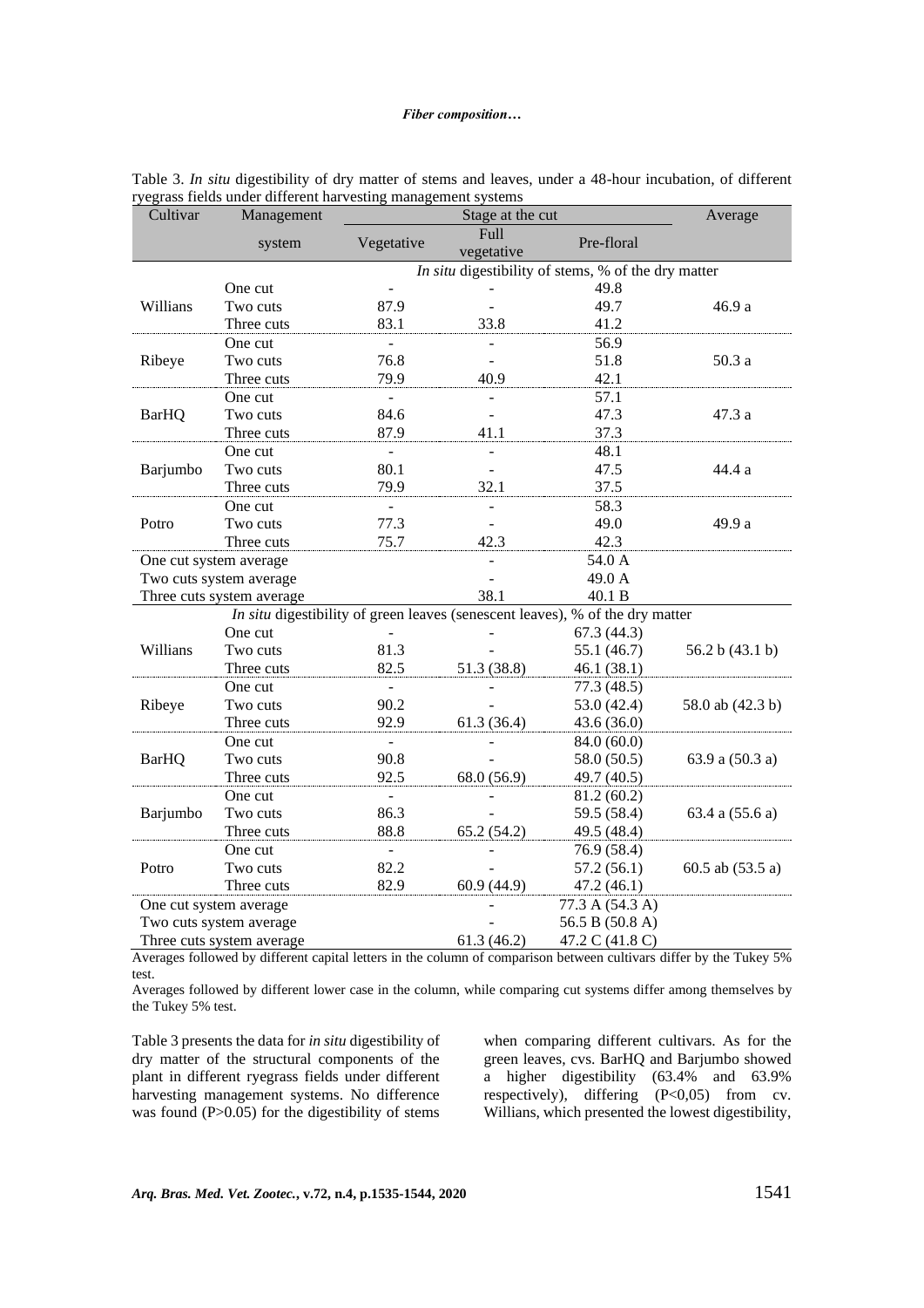Table 3. *In situ* digestibility of dry matter of stems and leaves, under a 48-hour incubation, of different ryegrass fields under different harvesting management systems

| Cultivar | Management system | Stage at the cut | | | Average |
|---|---|---|---|---|---|
| | | Vegetative | Full vegetative | Pre-floral | |
| | | *In situ* digestibility of stems, % of the dry matter | | | |
| Willians | One cut | - | - | 49.8 | 46.9 a |
| | Two cuts | 87.9 | - | 49.7 | |
| | Three cuts | 83.1 | 33.8 | 41.2 | |
| Ribeye | One cut | - | - | 56.9 | 50.3 a |
| | Two cuts | 76.8 | - | 51.8 | |
| | Three cuts | 79.9 | 40.9 | 42.1 | |
| BarHQ | One cut | - | - | 57.1 | 47.3 a |
| | Two cuts | 84.6 | - | 47.3 | |
| | Three cuts | 87.9 | 41.1 | 37.3 | |
| Barjumbo | One cut | - | - | 48.1 | 44.4 a |
| | Two cuts | 80.1 | - | 47.5 | |
| | Three cuts | 79.9 | 32.1 | 37.5 | |
| Potro | One cut | - | - | 58.3 | 49.9 a |
| | Two cuts | 77.3 | - | 49.0 | |
| | Three cuts | 75.7 | 42.3 | 42.3 | |
| One cut system average | | | - | 54.0 A | |
| Two cuts system average | | | - | 49.0 A | |
| Three cuts system average | | | 38.1 | 40.1 B | |
| | | *In situ* digestibility of green leaves (senescent leaves), % of the dry matter | | | |
| Willians | One cut | - | - | 67.3 (44.3) | 56.2 b (43.1 b) |
| | Two cuts | 81.3 | - | 55.1 (46.7) | |
| | Three cuts | 82.5 | 51.3 (38.8) | 46.1 (38.1) | |
| Ribeye | One cut | - | - | 77.3 (48.5) | 58.0 ab (42.3 b) |
| | Two cuts | 90.2 | - | 53.0 (42.4) | |
| | Three cuts | 92.9 | 61.3 (36.4) | 43.6 (36.0) | |
| BarHQ | One cut | - | - | 84.0 (60.0) | 63.9 a (50.3 a) |
| | Two cuts | 90.8 | - | 58.0 (50.5) | |
| | Three cuts | 92.5 | 68.0 (56.9) | 49.7 (40.5) | |
| Barjumbo | One cut | - | - | 81.2 (60.2) | 63.4 a (55.6 a) |
| | Two cuts | 86.3 | - | 59.5 (58.4) | |
| | Three cuts | 88.8 | 65.2 (54.2) | 49.5 (48.4) | |
| Potro | One cut | - | - | 76.9 (58.4) | 60.5 ab (53.5 a) |
| | Two cuts | 82.2 | - | 57.2 (56.1) | |
| | Three cuts | 82.9 | 60.9 (44.9) | 47.2 (46.1) | |
| One cut system average | | | - | 77.3 A (54.3 A) | |
| Two cuts system average | | | - | 56.5 B (50.8 A) | |
| Three cuts system average | | | 61.3 (46.2) | 47.2 C (41.8 C) | |

Averages followed by different capital letters in the column of comparison between cultivars differ by the Tukey 5% test.

Averages followed by different lower case in the column, while comparing cut systems differ among themselves by the Tukey 5% test.

Table 3 presents the data for *in situ* digestibility of dry matter of the structural components of the plant in different ryegrass fields under different harvesting management systems. No difference was found ($P>0.05$) for the digestibility of stems when comparing different cultivars. As for the green leaves, cvs. BarHQ and Barjumbo showed a higher digestibility (63.4% and 63.9% respectively), differing ($P<0,05$) from cv. Willians, which presented the lowest digestibility,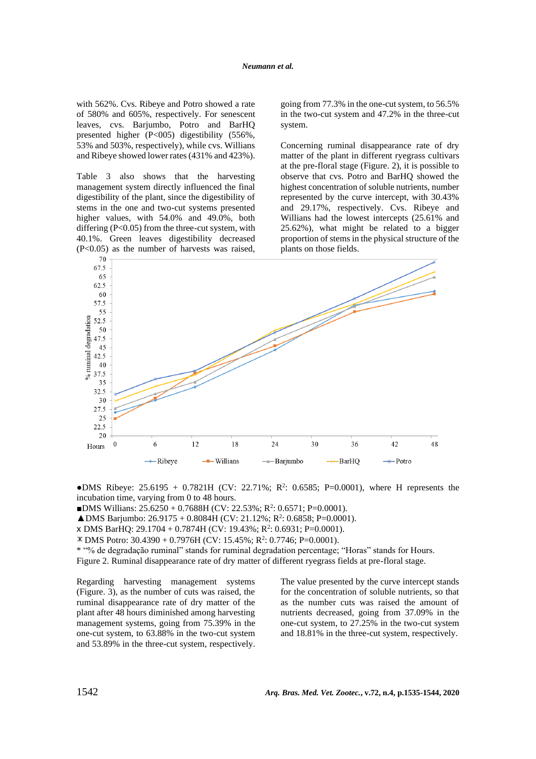with 562%. Cvs. Ribeye and Potro showed a rate of 580% and 605%, respectively. For senescent leaves, cvs. Barjumbo, Potro and BarHQ presented higher (P<005) digestibility (556%, 53% and 503%, respectively), while cvs. Willians and Ribeye showed lower rates (431% and 423%).

Table 3 also shows that the harvesting management system directly influenced the final digestibility of the plant, since the digestibility of stems in the one and two-cut systems presented higher values, with 54.0% and 49.0%, both differing (P<0.05) from the three-cut system, with 40.1%. Green leaves digestibility decreased (P<0.05) as the number of harvests was raised, going from 77.3% in the one-cut system, to 56.5% in the two-cut system and 47.2% in the three-cut system.

Concerning ruminal disappearance rate of dry matter of the plant in different ryegrass cultivars at the pre-floral stage (Figure. 2), it is possible to observe that cvs. Potro and BarHQ showed the highest concentration of soluble nutrients, number represented by the curve intercept, with 30.43% and 29.17%, respectively. Cvs. Ribeye and Willians had the lowest intercepts (25.61% and 25.62%), what might be related to a bigger proportion of stems in the physical structure of the plants on those fields.

●DMS Ribeye: 25.6195 + 0.7821H (CV: 22.71%; $R^2$: 0.6585; P=0.0001), where H represents the incubation time, varying from 0 to 48 hours.

■DMS Willians: 25.6250 + 0.7688H (CV: 22.53%; $R^2$: 0.6571; P=0.0001).

▲DMS Barjumbo: 26.9175 + 0.8084H (CV: 21.12%; $R^2$: 0.6858; P=0.0001).

x DMS BarHQ: 29.1704 + 0.7874H (CV: 19.43%; $R^2$: 0.6931; P=0.0001).

⁎ DMS Potro: 30.4390 + 0.7976H (CV: 15.45%; $R^2$: 0.7746; P=0.0001).

* "% de degradação ruminal" stands for ruminal degradation percentage; "Horas" stands for Hours.

Figure 2. Ruminal disappearance rate of dry matter of different ryegrass fields at pre-floral stage.

Regarding harvesting management systems (Figure. 3), as the number of cuts was raised, the ruminal disappearance rate of dry matter of the plant after 48 hours diminished among harvesting management systems, going from 75.39% in the one-cut system, to 63.88% in the two-cut system and 53.89% in the three-cut system, respectively.

The value presented by the curve intercept stands for the concentration of soluble nutrients, so that as the number cuts was raised the amount of nutrients decreased, going from 37.09% in the one-cut system, to 27.25% in the two-cut system and 18.81% in the three-cut system, respectively.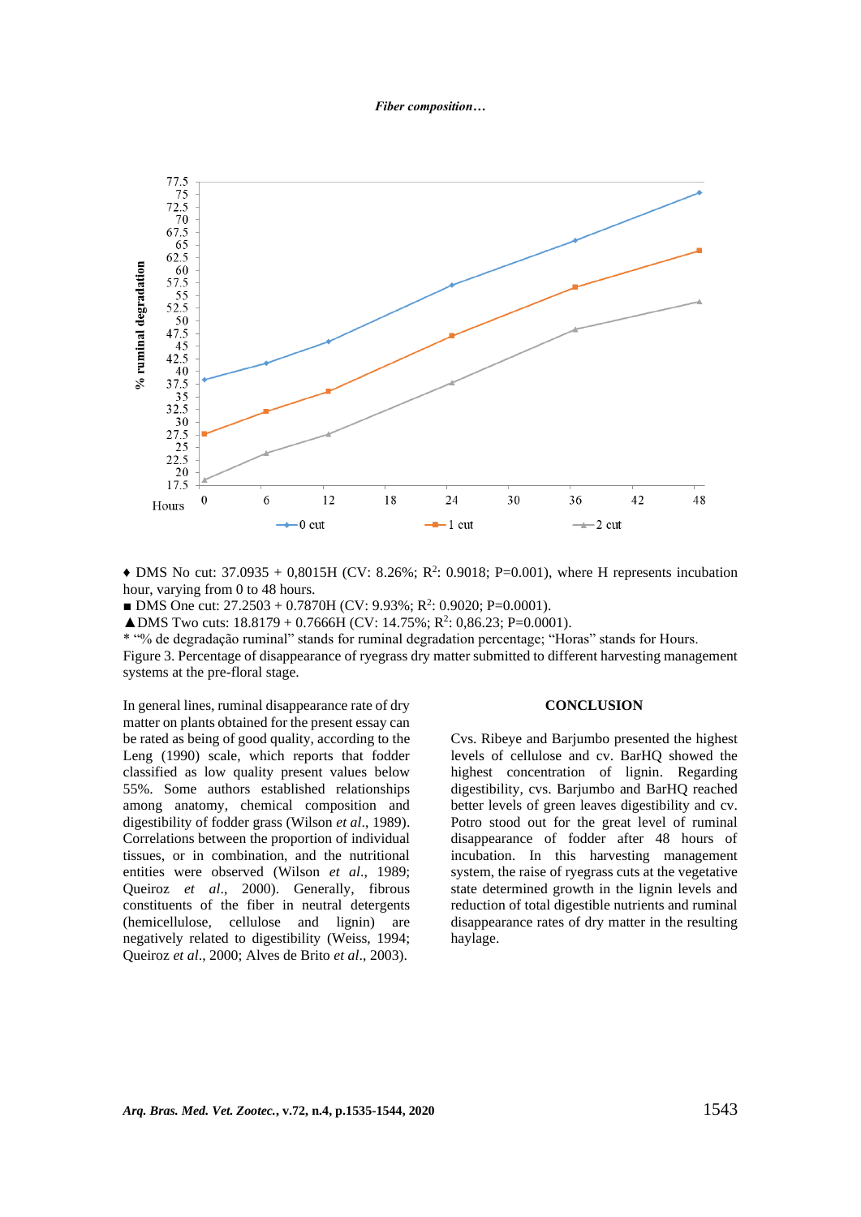♦ DMS No cut: 37.0935 + 0,8015H (CV: 8.26%; $R^2$: 0.9018; P=0.001), where H represents incubation hour, varying from 0 to 48 hours.

■ DMS One cut: 27.2503 + 0.7870H (CV: 9.93%; $R^2$: 0.9020; P=0.0001).

▲DMS Two cuts: 18.8179 + 0.7666H (CV: 14.75%; $R^2$: 0,86.23; P=0.0001).

* "% de degradação ruminal" stands for ruminal degradation percentage; "Horas" stands for Hours.

Figure 3. Percentage of disappearance of ryegrass dry matter submitted to different harvesting management systems at the pre-floral stage.

In general lines, ruminal disappearance rate of dry matter on plants obtained for the present essay can be rated as being of good quality, according to the Leng (1990) scale, which reports that fodder classified as low quality present values below 55%. Some authors established relationships among anatomy, chemical composition and digestibility of fodder grass (Wilson *et al*., 1989). Correlations between the proportion of individual tissues, or in combination, and the nutritional entities were observed (Wilson *et al.*, 1989; Queiroz *et al*., 2000). Generally, fibrous constituents of the fiber in neutral detergents (hemicellulose, cellulose and lignin) are negatively related to digestibility (Weiss, 1994; Queiroz *et al*., 2000; Alves de Brito *et al*., 2003).

## CONCLUSION

Cvs. Ribeye and Barjumbo presented the highest levels of cellulose and cv. BarHQ showed the highest concentration of lignin. Regarding digestibility, cvs. Barjumbo and BarHQ reached better levels of green leaves digestibility and cv. Potro stood out for the great level of ruminal disappearance of fodder after 48 hours of incubation. In this harvesting management system, the raise of ryegrass cuts at the vegetative state determined growth in the lignin levels and reduction of total digestible nutrients and ruminal disappearance rates of dry matter in the resulting haylage.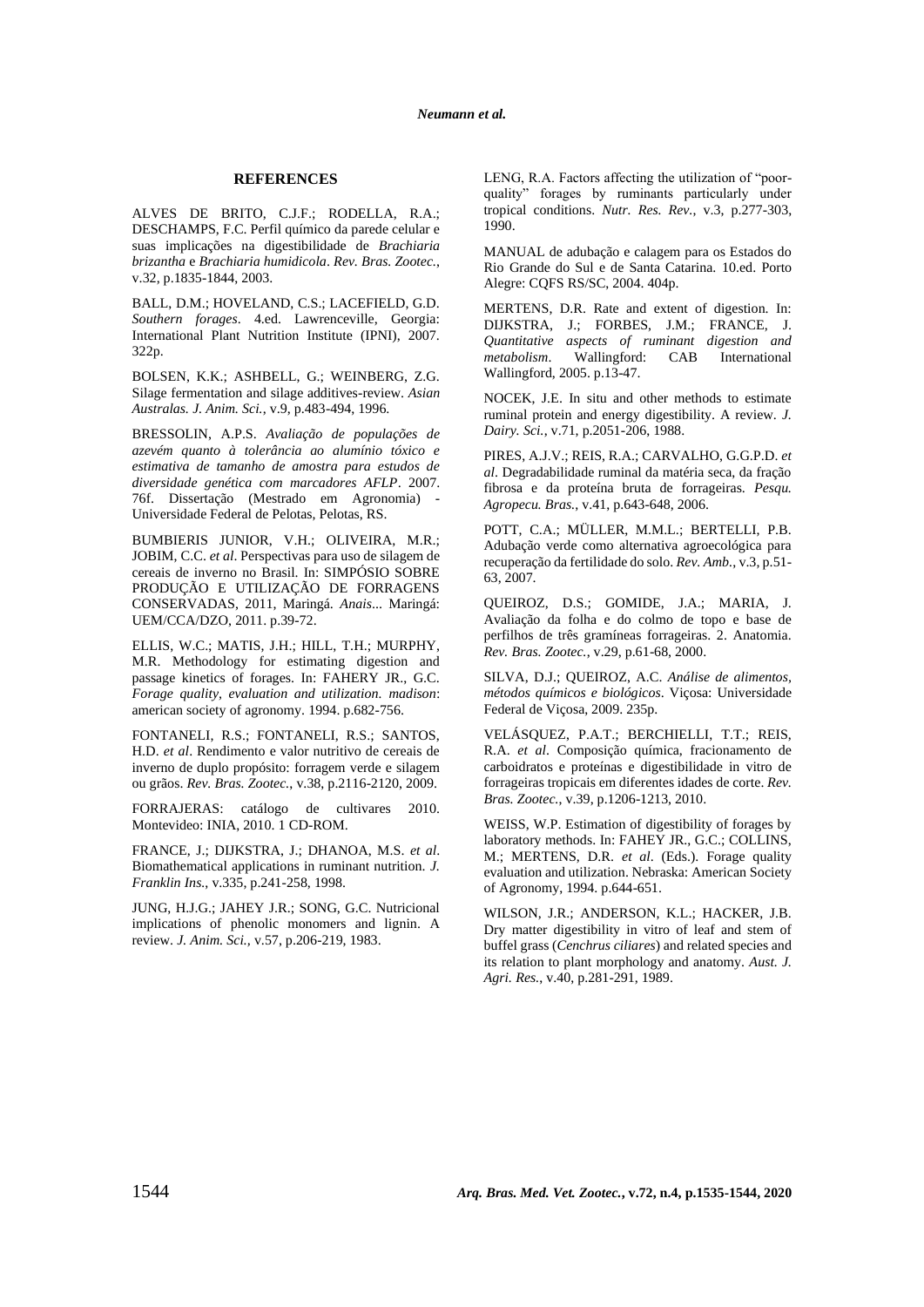## REFERENCES

ALVES DE BRITO, C.J.F.; RODELLA, R.A.; DESCHAMPS, F.C. Perfil químico da parede celular e suas implicações na digestibilidade de *Brachiaria brizantha* e *Brachiaria humidicola*. *Rev. Bras. Zootec.*, v.32, p.1835-1844, 2003.

BALL, D.M.; HOVELAND, C.S.; LACEFIELD, G.D. *Southern forages*. 4.ed. Lawrenceville, Georgia: International Plant Nutrition Institute (IPNI), 2007. 322p.

BOLSEN, K.K.; ASHBELL, G.; WEINBERG, Z.G. Silage fermentation and silage additives-review. *Asian Australas. J. Anim. Sci.*, v.9, p.483-494, 1996.

BRESSOLIN, A.P.S. *Avaliação de populações de azevém quanto à tolerância ao alumínio tóxico e estimativa de tamanho de amostra para estudos de diversidade genética com marcadores AFLP*. 2007. 76f. Dissertação (Mestrado em Agronomia) - Universidade Federal de Pelotas, Pelotas, RS.

BUMBIERIS JUNIOR, V.H.; OLIVEIRA, M.R.; JOBIM, C.C. *et al*. Perspectivas para uso de silagem de cereais de inverno no Brasil. In: SIMPÓSIO SOBRE PRODUÇÃO E UTILIZAÇÃO DE FORRAGENS CONSERVADAS, 2011, Maringá. *Anais*... Maringá: UEM/CCA/DZO, 2011. p.39-72.

ELLIS, W.C.; MATIS, J.H.; HILL, T.H.; MURPHY, M.R. Methodology for estimating digestion and passage kinetics of forages. In: FAHERY JR., G.C. *Forage quality, evaluation and utilization. madison*: american society of agronomy. 1994. p.682-756.

FONTANELI, R.S.; FONTANELI, R.S.; SANTOS, H.D. *et al*. Rendimento e valor nutritivo de cereais de inverno de duplo propósito: forragem verde e silagem ou grãos. *Rev. Bras. Zootec.*, v.38, p.2116-2120, 2009.

FORRAJERAS: catálogo de cultivares 2010. Montevideo: INIA, 2010. 1 CD-ROM.

FRANCE, J.; DIJKSTRA, J.; DHANOA, M.S. *et al*. Biomathematical applications in ruminant nutrition. *J. Franklin Ins.*, v.335, p.241-258, 1998.

JUNG, H.J.G.; JAHEY J.R.; SONG, G.C. Nutricional implications of phenolic monomers and lignin. A review. *J. Anim. Sci.*, v.57, p.206-219, 1983.

LENG, R.A. Factors affecting the utilization of "poor-quality" forages by ruminants particularly under tropical conditions. *Nutr. Res. Rev.*, v.3, p.277-303, 1990.

MANUAL de adubação e calagem para os Estados do Rio Grande do Sul e de Santa Catarina. 10.ed. Porto Alegre: CQFS RS/SC, 2004. 404p.

MERTENS, D.R. Rate and extent of digestion. In: DIJKSTRA, J.; FORBES, J.M.; FRANCE, J. *Quantitative aspects of ruminant digestion and metabolism*. Wallingford: CAB International Wallingford, 2005. p.13-47.

NOCEK, J.E. In situ and other methods to estimate ruminal protein and energy digestibility. A review. *J. Dairy. Sci.*, v.71, p.2051-206, 1988.

PIRES, A.J.V.; REIS, R.A.; CARVALHO, G.G.P.D. *et al*. Degradabilidade ruminal da matéria seca, da fração fibrosa e da proteína bruta de forrageiras. *Pesqu. Agropecu. Bras.*, v.41, p.643-648, 2006.

POTT, C.A.; MÜLLER, M.M.L.; BERTELLI, P.B. Adubação verde como alternativa agroecológica para recuperação da fertilidade do solo. *Rev. Amb.*, v.3, p.51-63, 2007.

QUEIROZ, D.S.; GOMIDE, J.A.; MARIA, J. Avaliação da folha e do colmo de topo e base de perfilhos de três gramíneas forrageiras. 2. Anatomia. *Rev. Bras. Zootec.*, v.29, p.61-68, 2000.

SILVA, D.J.; QUEIROZ, A.C. *Análise de alimentos, métodos químicos e biológicos*. Viçosa: Universidade Federal de Viçosa, 2009. 235p.

VELÁSQUEZ, P.A.T.; BERCHIELLI, T.T.; REIS, R.A. *et al*. Composição química, fracionamento de carboidratos e proteínas e digestibilidade in vitro de forrageiras tropicais em diferentes idades de corte. *Rev. Bras. Zootec.*, v.39, p.1206-1213, 2010.

WEISS, W.P. Estimation of digestibility of forages by laboratory methods. In: FAHEY JR., G.C.; COLLINS, M.; MERTENS, D.R. *et al*. (Eds.). Forage quality evaluation and utilization. Nebraska: American Society of Agronomy, 1994. p.644-651.

WILSON, J.R.; ANDERSON, K.L.; HACKER, J.B. Dry matter digestibility in vitro of leaf and stem of buffel grass (*Cenchrus ciliares*) and related species and its relation to plant morphology and anatomy. *Aust. J. Agri. Res.*, v.40, p.281-291, 1989.